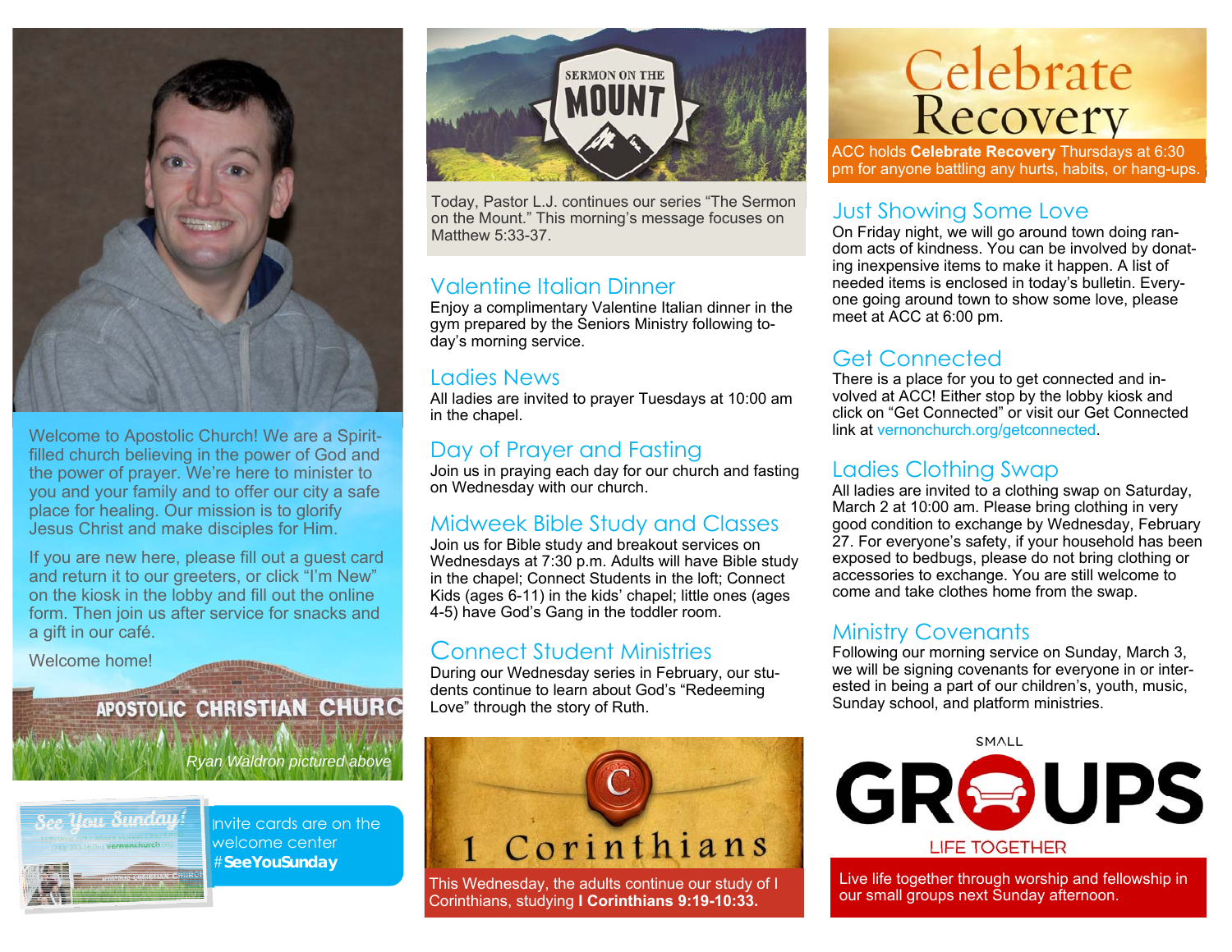Welcome to Apostolic Church! We are a Spirit-filled church believing in the power of God and the power of prayer. We're here to minister to you and your family and to offer our city a safe place for healing. Our mission is to glorify Jesus Christ and make disciples for Him.

If you are new here, please fill out a guest card and return it to our greeters, or click "I'm New" on the kiosk in the lobby and fill out the online form. Then join us after service for snacks and a gift in our café.

Welcome home!

APOSTOLIC CHRISTIAN CHURC

*Ryan Waldron pictured above*

Invite cards are on the welcome center #**SeeYouSunday**

# SERMON ON THE MOUNT

Today, Pastor L.J. continues our series "The Sermon on the Mount." This morning's message focuses on Matthew 5:33-37.

## Valentine Italian Dinner

Enjoy a complimentary Valentine Italian dinner in the gym prepared by the Seniors Ministry following today's morning service.

## Ladies News

All ladies are invited to prayer Tuesdays at 10:00 am in the chapel.

## Day of Prayer and Fasting

Join us in praying each day for our church and fasting on Wednesday with our church.

## Midweek Bible Study and Classes

Join us for Bible study and breakout services on Wednesdays at 7:30 p.m. Adults will have Bible study in the chapel; Connect Students in the loft; Connect Kids (ages 6-11) in the kids' chapel; little ones (ages 4-5) have God's Gang in the toddler room.

## Connect Student Ministries

During our Wednesday series in February, our students continue to learn about God's "Redeeming Love" through the story of Ruth.

# 1 Corinthians

This Wednesday, the adults continue our study of I Corinthians, studying **I Corinthians 9:19-10:33.**

# Celebrate Recovery

ACC holds **Celebrate Recovery** Thursdays at 6:30 pm for anyone battling any hurts, habits, or hang-ups.

## Just Showing Some Love

On Friday night, we will go around town doing random acts of kindness. You can be involved by donating inexpensive items to make it happen. A list of needed items is enclosed in today's bulletin. Everyone going around town to show some love, please meet at ACC at 6:00 pm.

## Get Connected

There is a place for you to get connected and involved at ACC! Either stop by the lobby kiosk and click on "Get Connected" or visit our Get Connected link at vernonchurch.org/getconnected.

## Ladies Clothing Swap

All ladies are invited to a clothing swap on Saturday, March 2 at 10:00 am. Please bring clothing in very good condition to exchange by Wednesday, February 27. For everyone's safety, if your household has been exposed to bedbugs, please do not bring clothing or accessories to exchange. You are still welcome to come and take clothes home from the swap.

## Ministry Covenants

Following our morning service on Sunday, March 3, we will be signing covenants for everyone in or interested in being a part of our children's, youth, music, Sunday school, and platform ministries.

# SMALL GROUPS

LIFE TOGETHER

Live life together through worship and fellowship in our small groups next Sunday afternoon.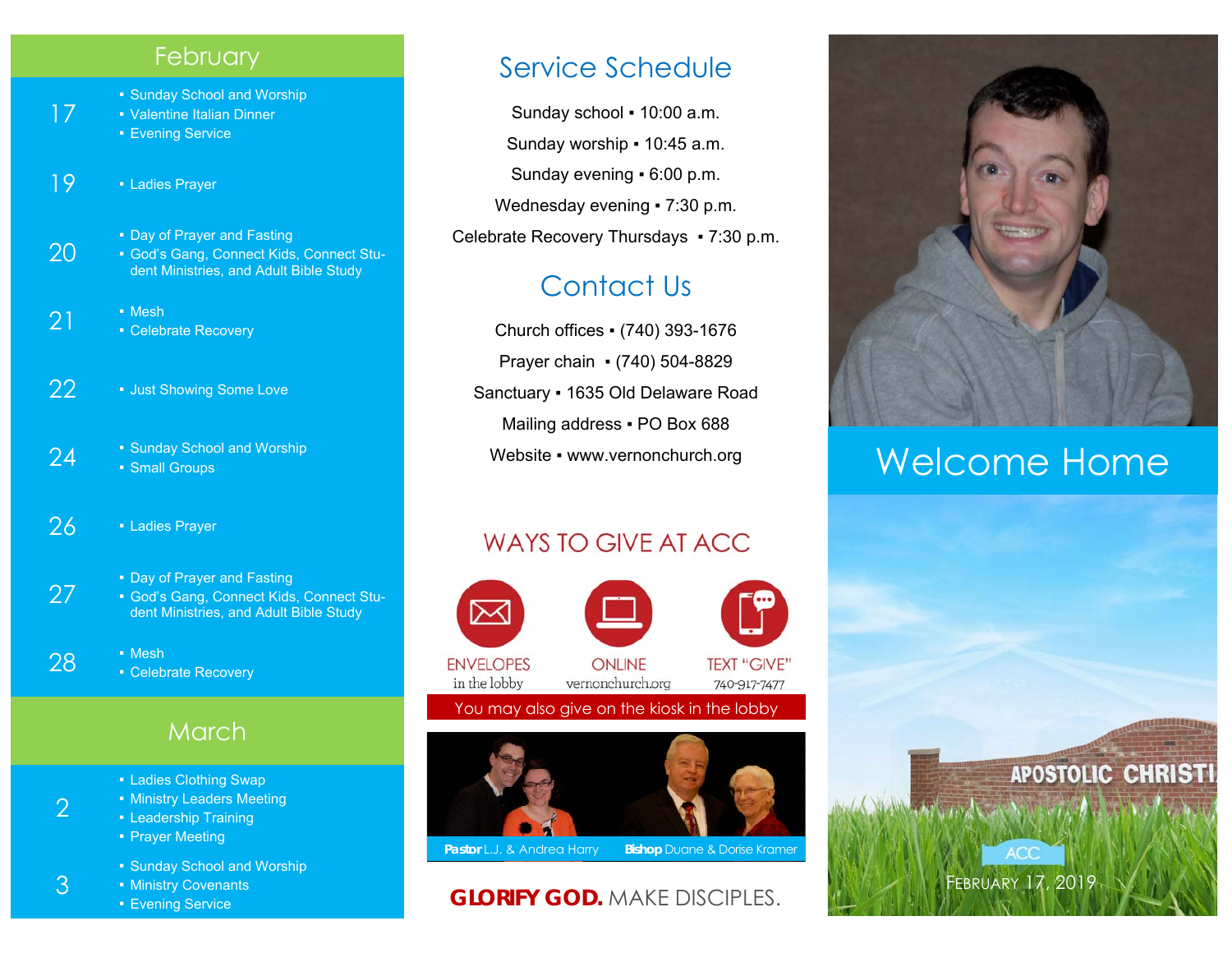## February

**17**
- Sunday School and Worship
- Valentine Italian Dinner
- Evening Service

**19**
- Ladies Prayer

**20**
- Day of Prayer and Fasting
- God's Gang, Connect Kids, Connect Student Ministries, and Adult Bible Study

**21**
- Mesh
- Celebrate Recovery

**22**
- Just Showing Some Love

**24**
- Sunday School and Worship
- Small Groups

**26**
- Ladies Prayer

**27**
- Day of Prayer and Fasting
- God's Gang, Connect Kids, Connect Student Ministries, and Adult Bible Study

**28**
- Mesh
- Celebrate Recovery

## March

**2**
- Ladies Clothing Swap
- Ministry Leaders Meeting
- Leadership Training
- Prayer Meeting

**3**
- Sunday School and Worship
- Ministry Covenants
- Evening Service

## Service Schedule

Sunday school ▪ 10:00 a.m.

Sunday worship ▪ 10:45 a.m.

Sunday evening ▪ 6:00 p.m.

Wednesday evening ▪ 7:30 p.m.

Celebrate Recovery Thursdays ▪ 7:30 p.m.

## Contact Us

Church offices ▪ (740) 393-1676

Prayer chain ▪ (740) 504-8829

Sanctuary ▪ 1635 Old Delaware Road

Mailing address ▪ PO Box 688

Website ▪ www.vernonchurch.org

## WAYS TO GIVE AT ACC

ENVELOPES
in the lobby

ONLINE
vernonchurch.org

TEXT "GIVE"
740-917-7477

You may also give on the kiosk in the lobby

**Pastor** L.J. & Andrea Harry **Bishop** Duane & Dorise Kramer

**GLORIFY GOD.** MAKE DISCIPLES.

# Welcome Home

APOSTOLIC CHRISTI

ACC

February 17, 2019